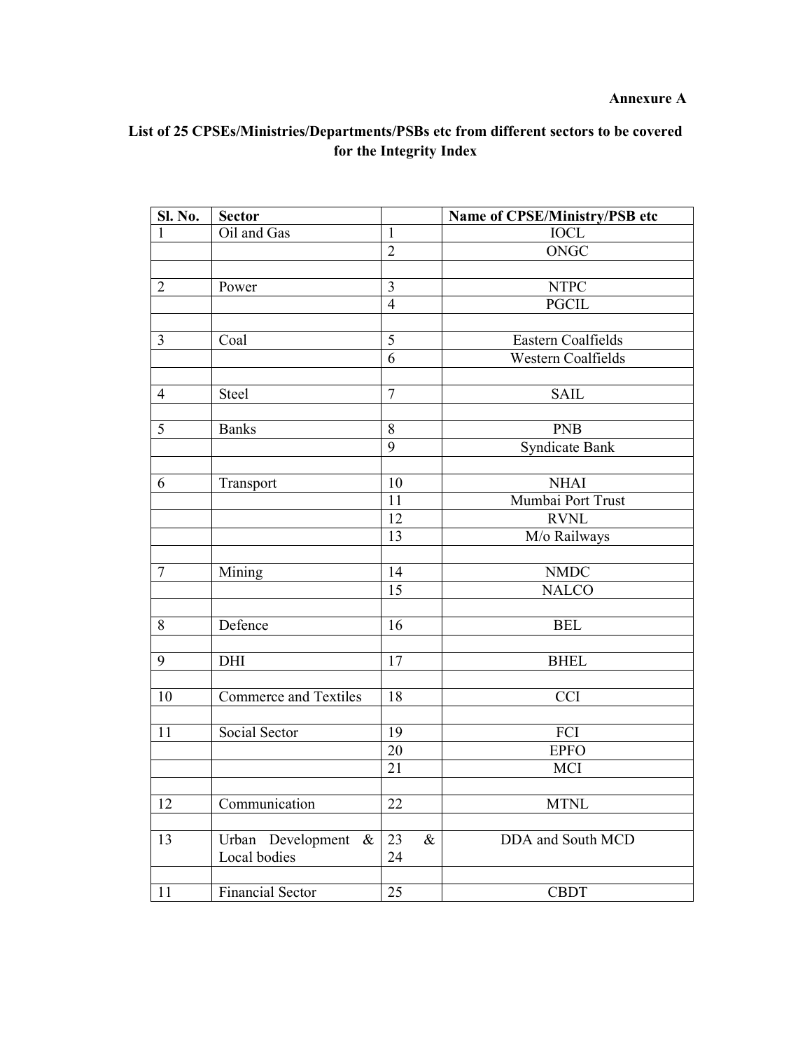**Annexure A**

**List of 25 CPSEs/Ministries/Departments/PSBs etc from different sectors to be covered for the Integrity Index**

| Sl. No. | Sector | | Name of CPSE/Ministry/PSB etc |
|---|---|---|---|
| 1 | Oil and Gas | 1 | IOCL |
| | | 2 | ONGC |
| | | | |
| 2 | Power | 3 | NTPC |
| | | 4 | PGCIL |
| | | | |
| 3 | Coal | 5 | Eastern Coalfields |
| | | 6 | Western Coalfields |
| | | | |
| 4 | Steel | 7 | SAIL |
| | | | |
| 5 | Banks | 8 | PNB |
| | | 9 | Syndicate Bank |
| | | | |
| 6 | Transport | 10 | NHAI |
| | | 11 | Mumbai Port Trust |
| | | 12 | RVNL |
| | | 13 | M/o Railways |
| | | | |
| 7 | Mining | 14 | NMDC |
| | | 15 | NALCO |
| | | | |
| 8 | Defence | 16 | BEL |
| | | | |
| 9 | DHI | 17 | BHEL |
| | | | |
| 10 | Commerce and Textiles | 18 | CCI |
| | | | |
| 11 | Social Sector | 19 | FCI |
| | | 20 | EPFO |
| | | 21 | MCI |
| | | | |
| 12 | Communication | 22 | MTNL |
| | | | |
| 13 | Urban Development & Local bodies | 23 & 24 | DDA and South MCD |
| | | | |
| 11 | Financial Sector | 25 | CBDT |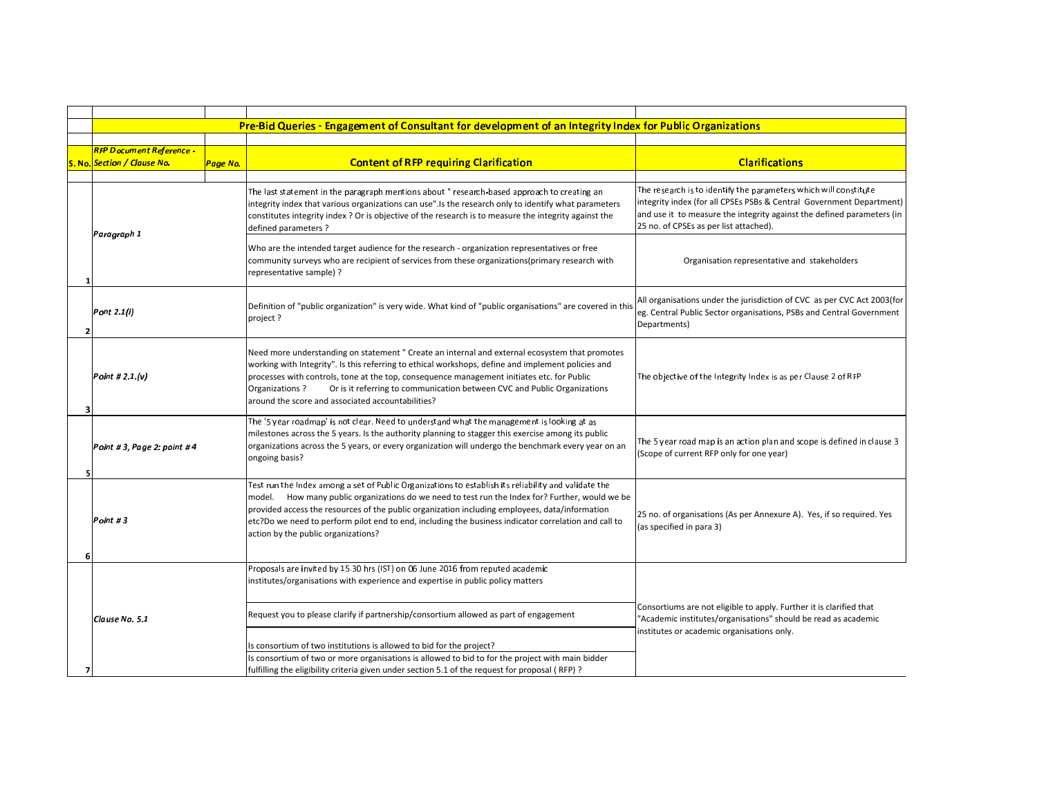## Pre-Bid Queries - Engagement of Consultant for development of an Integrity Index for Public Organizations

| S. No. | RFP Document Reference - Section / Clause No. | Page No. | Content of RFP requiring Clarification | Clarifications |
|---|---|---|---|---|
| 1 | *Paragraph 1* | | The last statement in the paragraph mentions about " research-based approach to creating an integrity index that various organizations can use".Is the research only to identify what parameters constitutes integrity index ? Or is objective of the research is to measure the integrity against the defined parameters ? | The research is to identify the parameters which will constitute integrity index (for all CPSEs PSBs & Central Government Department) and use it to measure the integrity against the defined parameters (in 25 no. of CPSEs as per list attached). |
| | | | Who are the intended target audience for the research - organization representatives or free community surveys who are recipient of services from these organizations(primary research with representative sample) ? | Organisation representative and stakeholders |
| 2 | *Pont 2.1(i)* | | Definition of "public organization" is very wide. What kind of "public organisations" are covered in this project ? | All organisations under the jurisdiction of CVC as per CVC Act 2003(for eg. Central Public Sector organisations, PSBs and Central Government Departments) |
| 3 | *Point # 2.1.(v)* | | Need more understanding on statement " Create an internal and external ecosystem that promotes working with Integrity". Is this referring to ethical workshops, define and implement policies and processes with controls, tone at the top, consequence management initiates etc. for Public Organizations ? Or is it referring to communication between CVC and Public Organizations around the score and associated accountabilities? | The objective of the Integrity Index is as per Clause 2 of RFP |
| 5 | *Point # 3, Page 2: point # 4* | | The '5 year roadmap' is not clear. Need to understand what the management is looking at as milestones across the 5 years. Is the authority planning to stagger this exercise among its public organizations across the 5 years, or every organization will undergo the benchmark every year on an ongoing basis? | The 5 year road map is an action plan and scope is defined in clause 3 (Scope of current RFP only for one year) |
| 6 | *Point # 3* | | Test run the Index among a set of Public Organizations to establish its reliability and validate the model. How many public organizations do we need to test run the Index for? Further, would we be provided access the resources of the public organization including employees, data/information etc?Do we need to perform pilot end to end, including the business indicator correlation and call to action by the public organizations? | 25 no. of organisations (As per Annexure A). Yes, if so required. Yes (as specified in para 3) |
| 7 | *Clause No. 5.1* | | Proposals are invited by 15.30 hrs (IST) on 06 June 2016 from reputed academic institutes/organisations with experience and expertise in public policy matters | Consortiums are not eligible to apply. Further it is clarified that "Academic institutes/organisations" should be read as academic institutes or academic organisations only. |
| | | | Request you to please clarify if partnership/consortium allowed as part of engagement | |
| | | | Is consortium of two institutions is allowed to bid for the project? | |
| | | | Is consortium of two or more organisations is allowed to bid to for the project with main bidder fulfilling the eligibility criteria given under section 5.1 of the request for proposal ( RFP) ? | |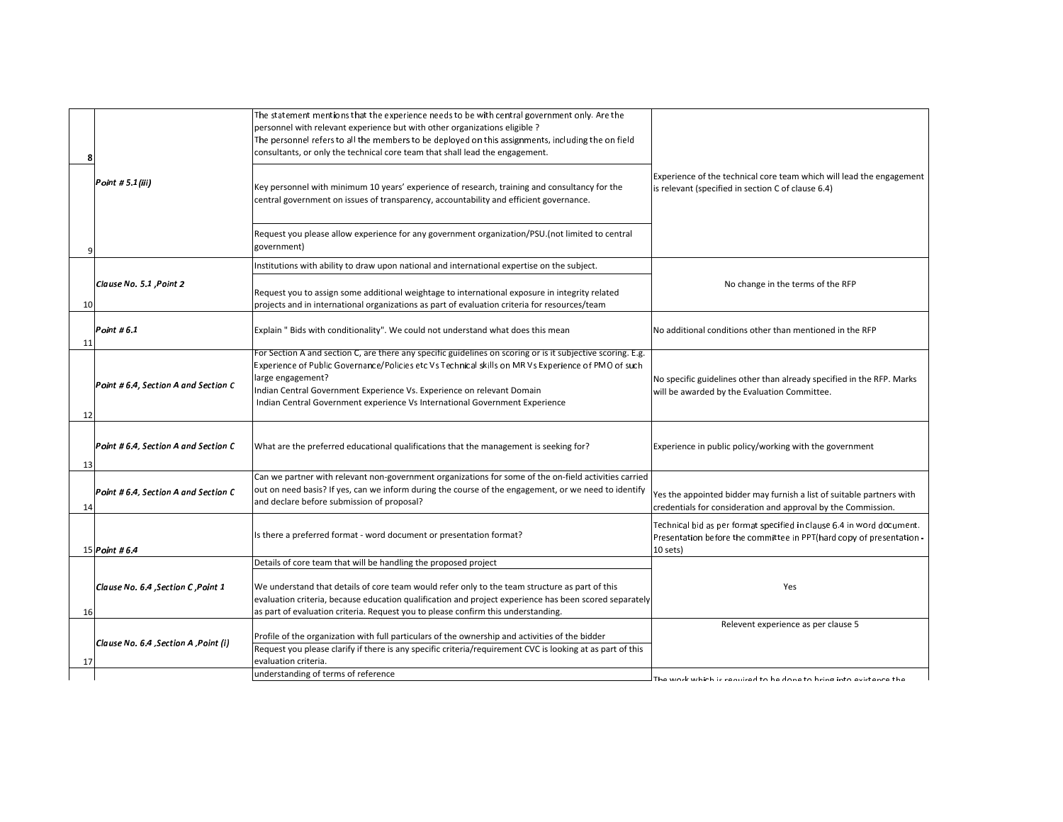| | | | |
|---|---|---|---|
| 8 | Point # 5.1 (iii) | The statement mentions that the experience needs to be with central government only. Are the personnel with relevant experience but with other organizations eligible ?<br>The personnel refers to all the members to be deployed on this assignments, including the on field consultants, or only the technical core team that shall lead the engagement. | Experience of the technical core team which will lead the engagement is relevant (specified in section C of clause 6.4) |
| 9 | | Key personnel with minimum 10 years' experience of research, training and consultancy for the central government on issues of transparency, accountability and efficient governance.<br>Request you please allow experience for any government organization/PSU.(not limited to central government) | |
| 10 | Clause No. 5.1 ,Point 2 | Institutions with ability to draw upon national and international expertise on the subject.<br>Request you to assign some additional weightage to international exposure in integrity related projects and in international organizations as part of evaluation criteria for resources/team | No change in the terms of the RFP |
| 11 | Point # 6.1 | Explain " Bids with conditionality". We could not understand what does this mean | No additional conditions other than mentioned in the RFP |
| 12 | Point # 6.4, Section A and Section C | For Section A and section C, are there any specific guidelines on scoring or is it subjective scoring. E.g. Experience of Public Governance/Policies etc Vs Technical skills on MR Vs Experience of PMO of such large engagement?<br>Indian Central Government Experience Vs. Experience on relevant Domain<br>Indian Central Government experience Vs International Government Experience | No specific guidelines other than already specified in the RFP. Marks will be awarded by the Evaluation Committee. |
| 13 | Point # 6.4, Section A and Section C | What are the preferred educational qualifications that the management is seeking for? | Experience in public policy/working with the government |
| 14 | Point # 6.4, Section A and Section C | Can we partner with relevant non-government organizations for some of the on-field activities carried out on need basis? If yes, can we inform during the course of the engagement, or we need to identify and declare before submission of proposal? | Yes the appointed bidder may furnish a list of suitable partners with credentials for consideration and approval by the Commission. |
| 15 | Point # 6.4 | Is there a preferred format - word document or presentation format? | Technical bid as per format specified in clause 6.4 in word document. Presentation before the committee in PPT(hard copy of presentation - 10 sets) |
| 16 | Clause No. 6.4 ,Section C ,Point 1 | Details of core team that will be handling the proposed project<br>We understand that details of core team would refer only to the team structure as part of this evaluation criteria, because education qualification and project experience has been scored separately as part of evaluation criteria. Request you to please confirm this understanding. | Yes |
| 17 | Clause No. 6.4 ,Section A ,Point (i) | Profile of the organization with full particulars of the ownership and activities of the bidder<br>Request you please clarify if there is any specific criteria/requirement CVC is looking at as part of this evaluation criteria. | Relevent experience as per clause 5 |
| | | understanding of terms of reference | The work which is required to be done to bring into existence the |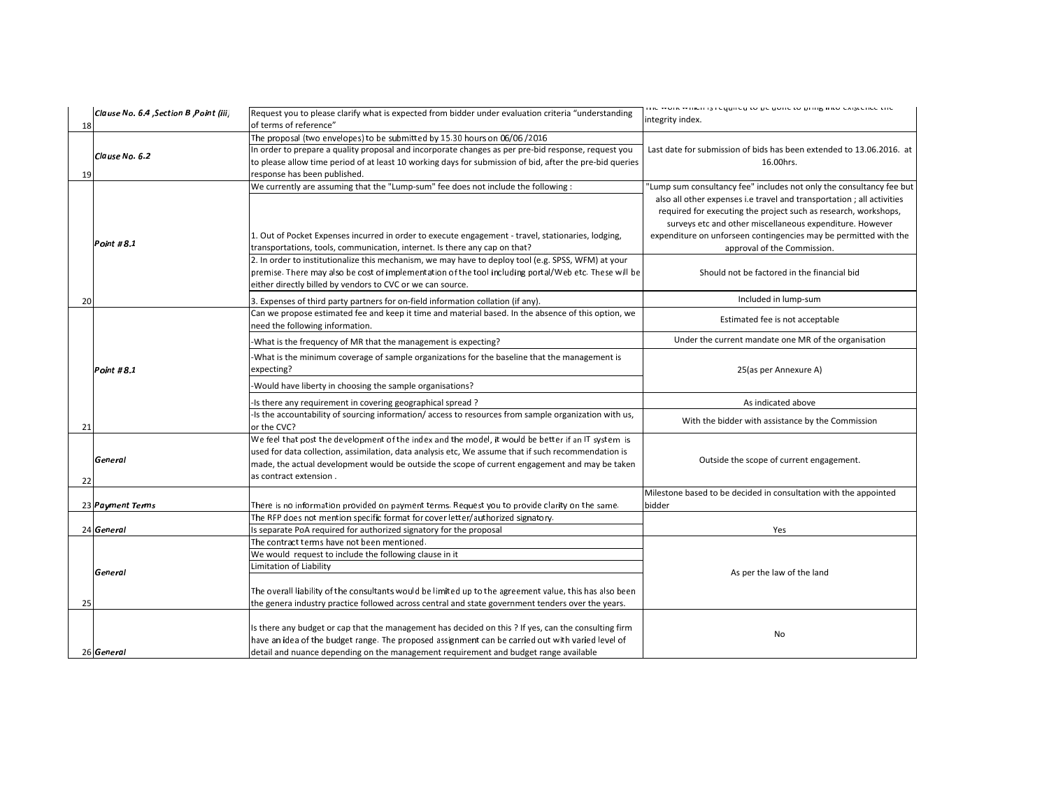| 18 | *Clause No. 6.4 ,Section B ,Point (iii)* | Request you to please clarify what is expected from bidder under evaluation criteria "understanding of terms of reference" | The work which is required to be done to bring into existence the integrity index. |
|---|---|---|---|
| 19 | *Clause No. 6.2* | The proposal (two envelopes) to be submitted by 15.30 hours on 06/06/2016<br>In order to prepare a quality proposal and incorporate changes as per pre-bid response, request you to please allow time period of at least 10 working days for submission of bid, after the pre-bid queries response has been published. | Last date for submission of bids has been extended to 13.06.2016. at 16.00hrs. |
| 20 | *Point # 8.1* | We currently are assuming that the "Lump-sum" fee does not include the following :<br>1. Out of Pocket Expenses incurred in order to execute engagement - travel, stationaries, lodging, transportations, tools, communication, internet. Is there any cap on that? | "Lump sum consultancy fee" includes not only the consultancy fee but also all other expenses i.e travel and transportation ; all activities required for executing the project such as research, workshops, surveys etc and other miscellaneous expenditure. However expenditure on unforseen contingencies may be permitted with the approval of the Commission. |
| | | 2. In order to institutionalize this mechanism, we may have to deploy tool (e.g. SPSS, WFM) at your premise. There may also be cost of implementation of the tool including portal/Web etc. These will be either directly billed by vendors to CVC or we can source. | Should not be factored in the financial bid |
| | | 3. Expenses of third party partners for on-field information collation (if any). | Included in lump-sum |
| 21 | *Point # 8.1* | Can we propose estimated fee and keep it time and material based. In the absence of this option, we need the following information. | Estimated fee is not acceptable |
| | | -What is the frequency of MR that the management is expecting? | Under the current mandate one MR of the organisation |
| | | -What is the minimum coverage of sample organizations for the baseline that the management is expecting?<br>-Would have liberty in choosing the sample organisations? | 25(as per Annexure A) |
| | | -Is there any requirement in covering geographical spread ? | As indicated above |
| | | -Is the accountability of sourcing information/ access to resources from sample organization with us, or the CVC? | With the bidder with assistance by the Commission |
| 22 | *General* | We feel that post the development of the index and the model, it would be better if an IT system is used for data collection, assimilation, data analysis etc, We assume that if such recommendation is made, the actual development would be outside the scope of current engagement and may be taken as contract extension . | Outside the scope of current engagement. |
| 23 | *Payment Terms* | There is no information provided on payment terms. Request you to provide clarity on the same. | Milestone based to be decided in consultation with the appointed bidder |
| 24 | *General* | The RFP does not mention specific format for cover letter/authorized signatory.<br>Is separate PoA required for authorized signatory for the proposal | Yes |
| 25 | *General* | The contract terms have not been mentioned.<br>We would request to include the following clause in it<br>Limitation of Liability<br>The overall liability of the consultants would be limited up to the agreement value, this has also been the genera industry practice followed across central and state government tenders over the years. | As per the law of the land |
| 26 | *General* | Is there any budget or cap that the management has decided on this ? If yes, can the consulting firm have an idea of the budget range. The proposed assignment can be carried out with varied level of detail and nuance depending on the management requirement and budget range available | No |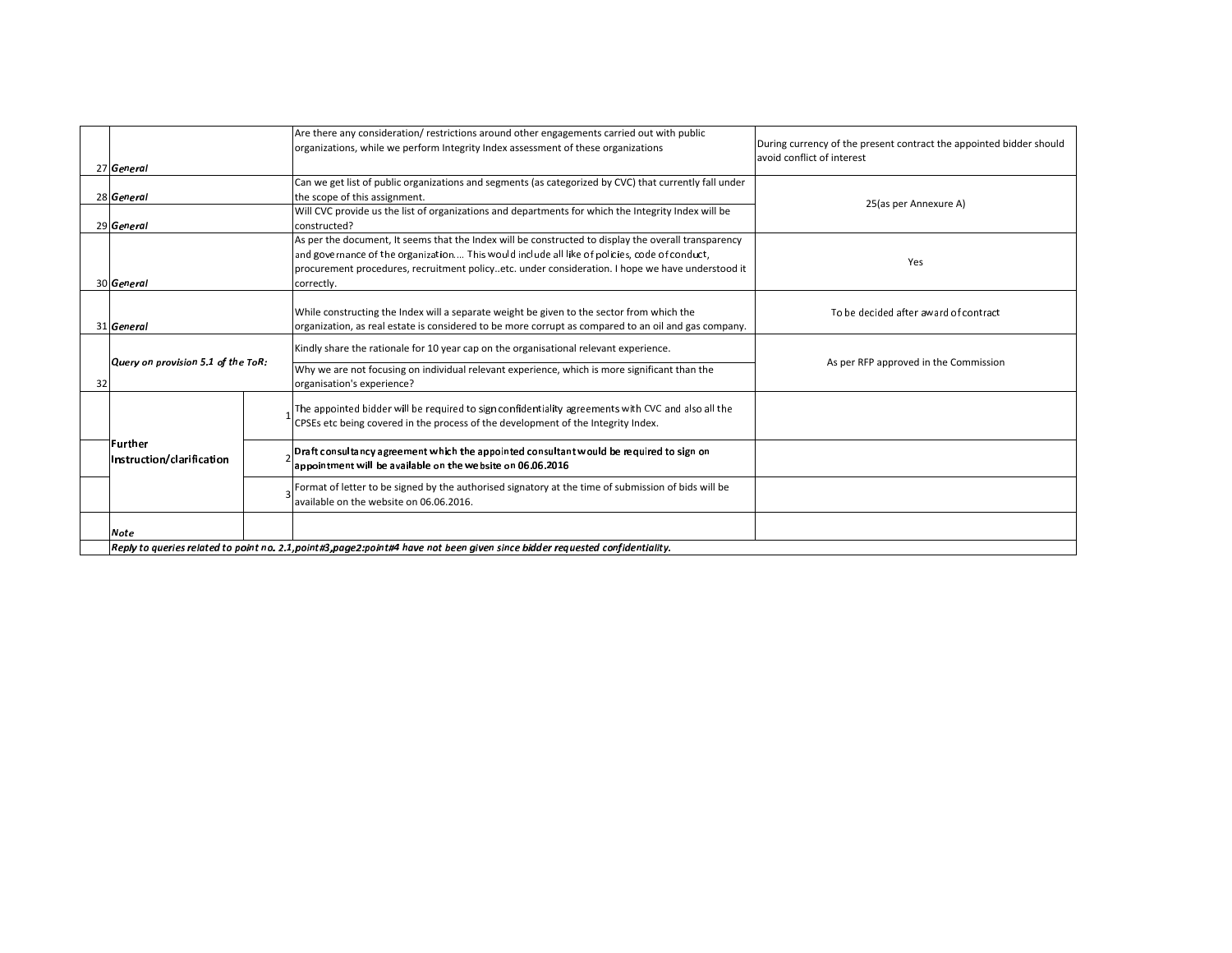| | | | | |
|---|---|---|---|---|
| 27 | *General* | | Are there any consideration/ restrictions around other engagements carried out with public organizations, while we perform Integrity Index assessment of these organizations | During currency of the present contract the appointed bidder should avoid conflict of interest |
| 28 | *General* | | Can we get list of public organizations and segments (as categorized by CVC) that currently fall under the scope of this assignment. | 25(as per Annexure A) |
| 29 | *General* | | Will CVC provide us the list of organizations and departments for which the Integrity Index will be constructed? | |
| 30 | *General* | | As per the document, It seems that the Index will be constructed to display the overall transparency and governance of the organization.... This would include all like of policies, code of conduct, procurement procedures, recruitment policy..etc. under consideration. I hope we have understood it correctly. | Yes |
| 31 | *General* | | While constructing the Index will a separate weight be given to the sector from which the organization, as real estate is considered to be more corrupt as compared to an oil and gas company. | To be decided after award of contract |
| 32 | *Query on provision 5.1 of the ToR:* | | Kindly share the rationale for 10 year cap on the organisational relevant experience. | As per RFP approved in the Commission |
| | | | Why we are not focusing on individual relevant experience, which is more significant than the organisation's experience? | |
| | Further Instruction/clarification | 1 | The appointed bidder will be required to sign confidentiality agreements with CVC and also all the CPSEs etc being covered in the process of the development of the Integrity Index. | |
| | | 2 | **Draft consultancy agreement which the appointed consultant would be required to sign on appointment will be available on the website on 06.06.2016** | |
| | | 3 | Format of letter to be signed by the authorised signatory at the time of submission of bids will be available on the website on 06.06.2016. | |
| | *Note* | | | |
| | ***Reply to queries related to point no. 2.1,point#3,page2:point#4 have not been given since bidder requested confidentiality.*** | | | |